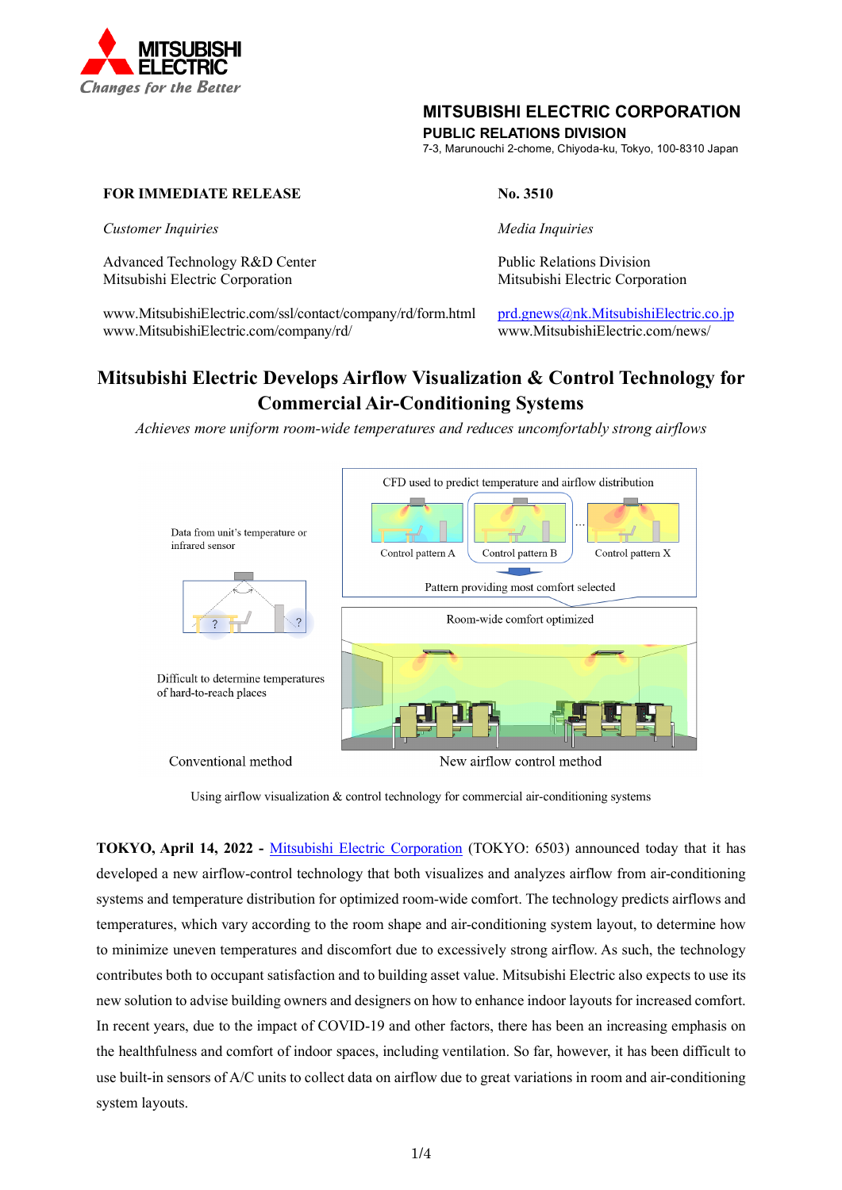MITSUBISHI ELECTRIC
Changes for the Better

**MITSUBISHI ELECTRIC CORPORATION**
**PUBLIC RELATIONS DIVISION**
7-3, Marunouchi 2-chome, Chiyoda-ku, Tokyo, 100-8310 Japan

**FOR IMMEDIATE RELEASE** **No. 3510**

*Customer Inquiries*

Advanced Technology R&D Center
Mitsubishi Electric Corporation

www.MitsubishiElectric.com/ssl/contact/company/rd/form.html
www.MitsubishiElectric.com/company/rd/

*Media Inquiries*

Public Relations Division
Mitsubishi Electric Corporation

prd.gnews@nk.MitsubishiElectric.co.jp
www.MitsubishiElectric.com/news/

# Mitsubishi Electric Develops Airflow Visualization & Control Technology for Commercial Air-Conditioning Systems

*Achieves more uniform room-wide temperatures and reduces uncomfortably strong airflows*

Data from unit's temperature or infrared sensor

Difficult to determine temperatures of hard-to-reach places

Conventional method

CFD used to predict temperature and airflow distribution

Control pattern A | Control pattern B | … | Control pattern X

Pattern providing most comfort selected

Room-wide comfort optimized

New airflow control method

Using airflow visualization & control technology for commercial air-conditioning systems

**TOKYO, April 14, 2022 -** Mitsubishi Electric Corporation (TOKYO: 6503) announced today that it has developed a new airflow-control technology that both visualizes and analyzes airflow from air-conditioning systems and temperature distribution for optimized room-wide comfort. The technology predicts airflows and temperatures, which vary according to the room shape and air-conditioning system layout, to determine how to minimize uneven temperatures and discomfort due to excessively strong airflow. As such, the technology contributes both to occupant satisfaction and to building asset value. Mitsubishi Electric also expects to use its new solution to advise building owners and designers on how to enhance indoor layouts for increased comfort.

In recent years, due to the impact of COVID-19 and other factors, there has been an increasing emphasis on the healthfulness and comfort of indoor spaces, including ventilation. So far, however, it has been difficult to use built-in sensors of A/C units to collect data on airflow due to great variations in room and air-conditioning system layouts.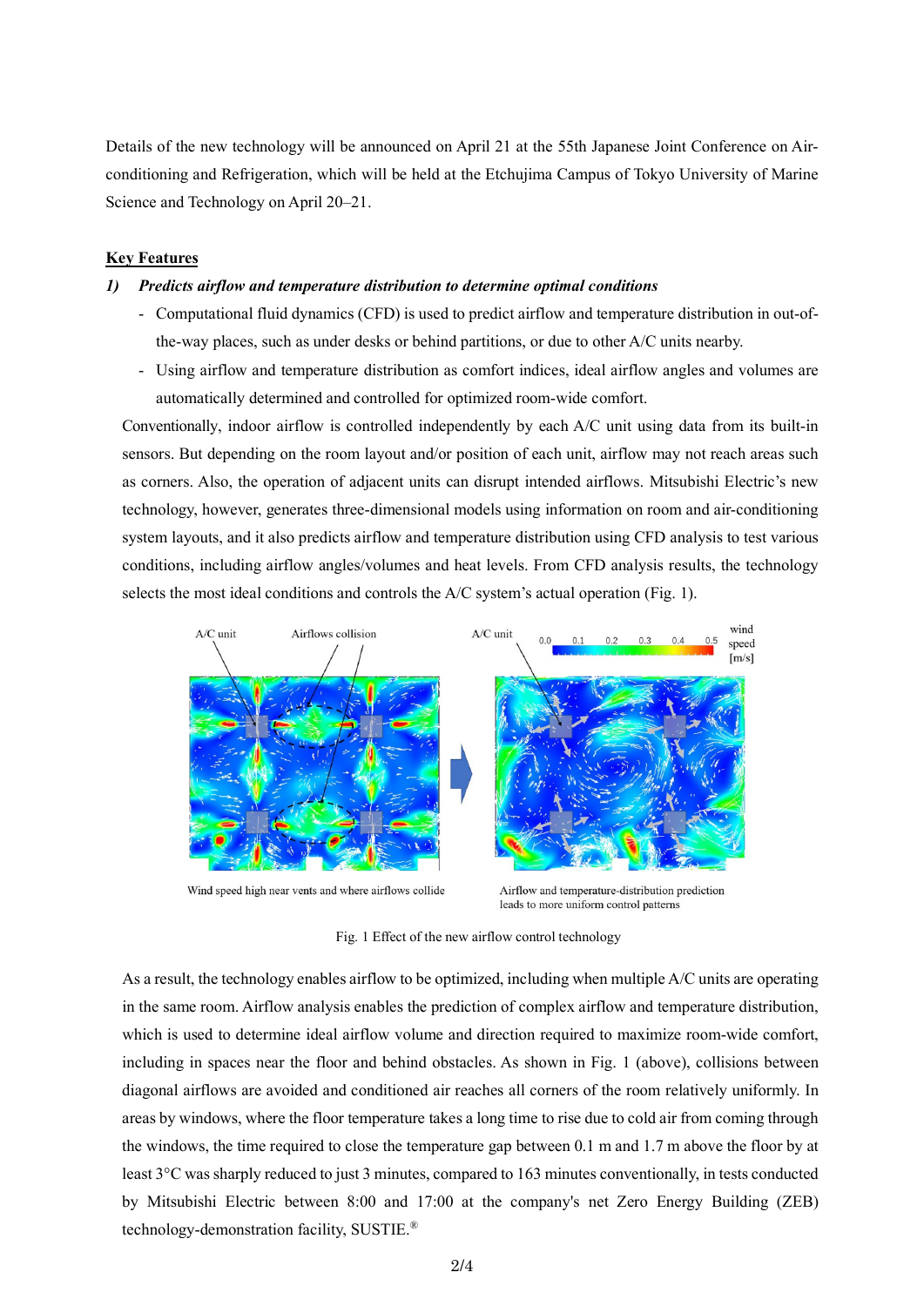Details of the new technology will be announced on April 21 at the 55th Japanese Joint Conference on Air-conditioning and Refrigeration, which will be held at the Etchujima Campus of Tokyo University of Marine Science and Technology on April 20–21.

**Key Features**

***1) Predicts airflow and temperature distribution to determine optimal conditions***

- Computational fluid dynamics (CFD) is used to predict airflow and temperature distribution in out-of-the-way places, such as under desks or behind partitions, or due to other A/C units nearby.
- Using airflow and temperature distribution as comfort indices, ideal airflow angles and volumes are automatically determined and controlled for optimized room-wide comfort.

Conventionally, indoor airflow is controlled independently by each A/C unit using data from its built-in sensors. But depending on the room layout and/or position of each unit, airflow may not reach areas such as corners. Also, the operation of adjacent units can disrupt intended airflows. Mitsubishi Electric's new technology, however, generates three-dimensional models using information on room and air-conditioning system layouts, and it also predicts airflow and temperature distribution using CFD analysis to test various conditions, including airflow angles/volumes and heat levels. From CFD analysis results, the technology selects the most ideal conditions and controls the A/C system's actual operation (Fig. 1).

Wind speed high near vents and where airflows collide

Airflow and temperature-distribution prediction leads to more uniform control patterns

Fig. 1 Effect of the new airflow control technology

As a result, the technology enables airflow to be optimized, including when multiple A/C units are operating in the same room. Airflow analysis enables the prediction of complex airflow and temperature distribution, which is used to determine ideal airflow volume and direction required to maximize room-wide comfort, including in spaces near the floor and behind obstacles. As shown in Fig. 1 (above), collisions between diagonal airflows are avoided and conditioned air reaches all corners of the room relatively uniformly. In areas by windows, where the floor temperature takes a long time to rise due to cold air from coming through the windows, the time required to close the temperature gap between 0.1 m and 1.7 m above the floor by at least 3°C was sharply reduced to just 3 minutes, compared to 163 minutes conventionally, in tests conducted by Mitsubishi Electric between 8:00 and 17:00 at the company's net Zero Energy Building (ZEB) technology-demonstration facility, SUSTIE.®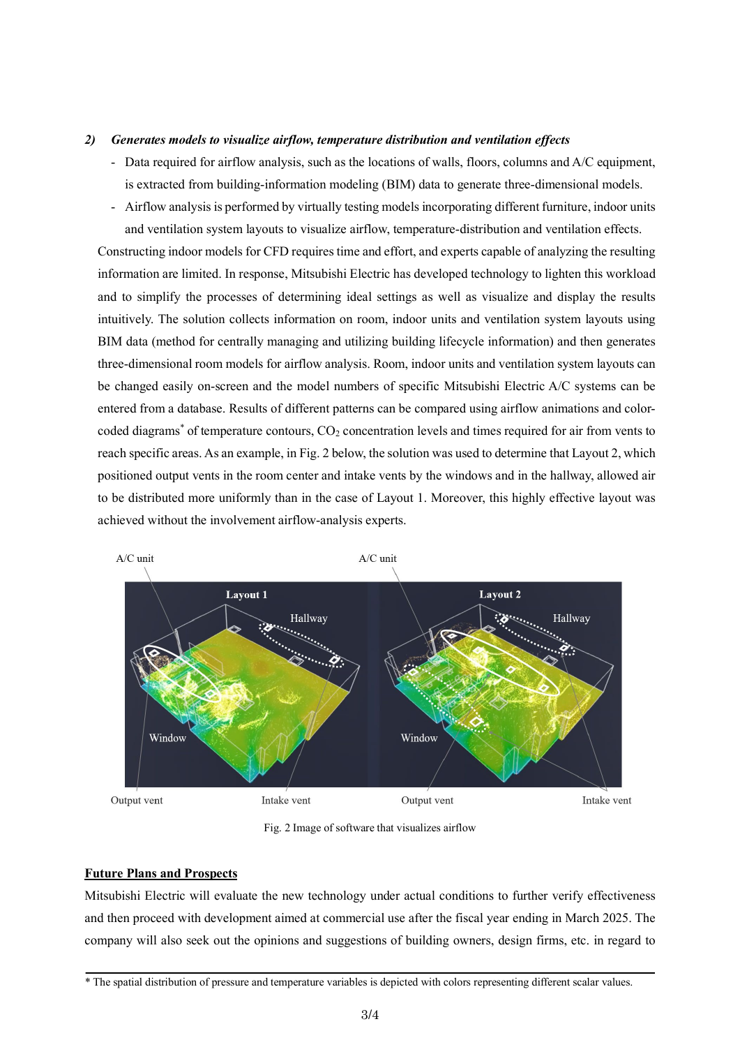*2) Generates models to visualize airflow, temperature distribution and ventilation effects*

- Data required for airflow analysis, such as the locations of walls, floors, columns and A/C equipment, is extracted from building-information modeling (BIM) data to generate three-dimensional models.
- Airflow analysis is performed by virtually testing models incorporating different furniture, indoor units and ventilation system layouts to visualize airflow, temperature-distribution and ventilation effects.

Constructing indoor models for CFD requires time and effort, and experts capable of analyzing the resulting information are limited. In response, Mitsubishi Electric has developed technology to lighten this workload and to simplify the processes of determining ideal settings as well as visualize and display the results intuitively. The solution collects information on room, indoor units and ventilation system layouts using BIM data (method for centrally managing and utilizing building lifecycle information) and then generates three-dimensional room models for airflow analysis. Room, indoor units and ventilation system layouts can be changed easily on-screen and the model numbers of specific Mitsubishi Electric A/C systems can be entered from a database. Results of different patterns can be compared using airflow animations and color-coded diagrams* of temperature contours, $CO_2$ concentration levels and times required for air from vents to reach specific areas. As an example, in Fig. 2 below, the solution was used to determine that Layout 2, which positioned output vents in the room center and intake vents by the windows and in the hallway, allowed air to be distributed more uniformly than in the case of Layout 1. Moreover, this highly effective layout was achieved without the involvement airflow-analysis experts.

Fig. 2 Image of software that visualizes airflow

## Future Plans and Prospects

Mitsubishi Electric will evaluate the new technology under actual conditions to further verify effectiveness and then proceed with development aimed at commercial use after the fiscal year ending in March 2025. The company will also seek out the opinions and suggestions of building owners, design firms, etc. in regard to

* The spatial distribution of pressure and temperature variables is depicted with colors representing different scalar values.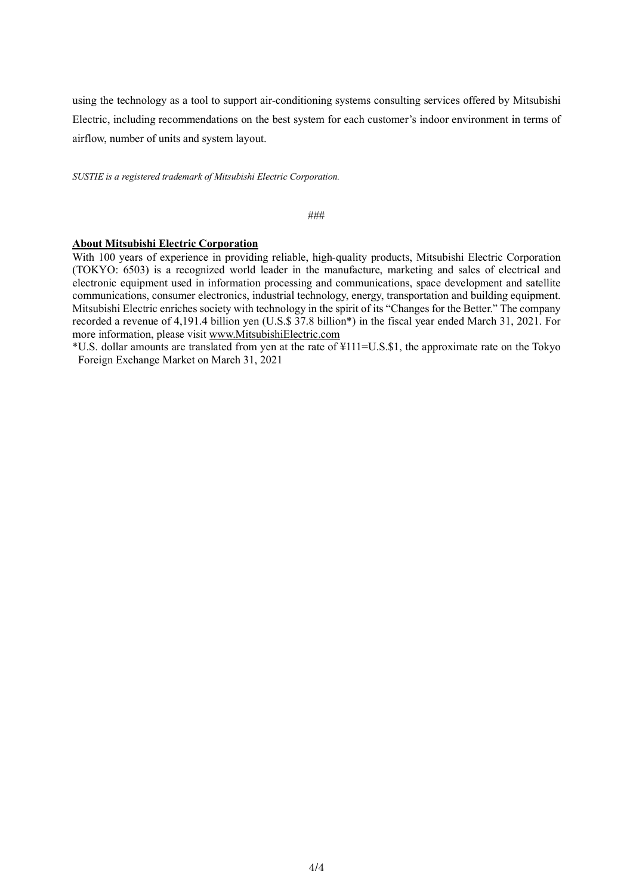using the technology as a tool to support air-conditioning systems consulting services offered by Mitsubishi Electric, including recommendations on the best system for each customer's indoor environment in terms of airflow, number of units and system layout.

*SUSTIE is a registered trademark of Mitsubishi Electric Corporation.*

###

**About Mitsubishi Electric Corporation**

With 100 years of experience in providing reliable, high-quality products, Mitsubishi Electric Corporation (TOKYO: 6503) is a recognized world leader in the manufacture, marketing and sales of electrical and electronic equipment used in information processing and communications, space development and satellite communications, consumer electronics, industrial technology, energy, transportation and building equipment. Mitsubishi Electric enriches society with technology in the spirit of its "Changes for the Better." The company recorded a revenue of 4,191.4 billion yen (U.S.$ 37.8 billion*) in the fiscal year ended March 31, 2021. For more information, please visit www.MitsubishiElectric.com

*U.S. dollar amounts are translated from yen at the rate of ¥111=U.S.$1, the approximate rate on the Tokyo Foreign Exchange Market on March 31, 2021